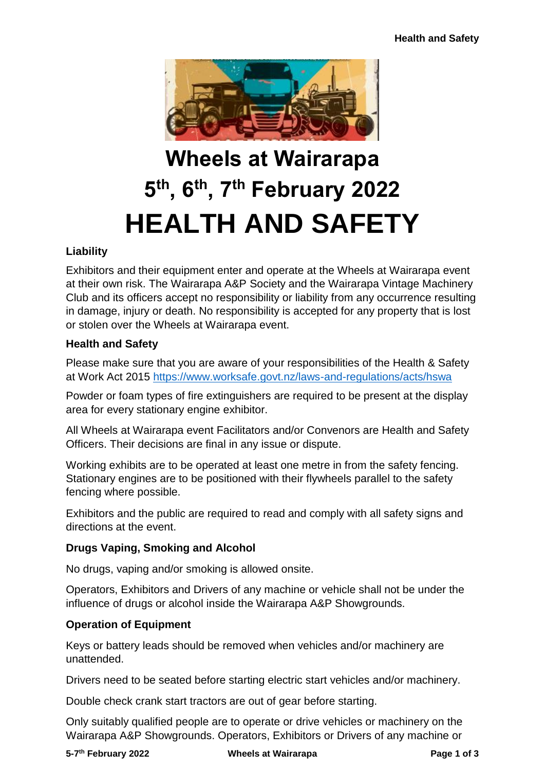# Wheels at Wairarapa

# 5th, 6th, 7th February 2022

# HEALTH AND SAFETY

### Liability

Exhibitors and their equipment enter and operate at the Wheels at Wairarapa event at their own risk. The Wairarapa A&P Society and the Wairarapa Vintage Machinery Club and its officers accept no responsibility or liability from any occurrence resulting in damage, injury or death. No responsibility is accepted for any property that is lost or stolen over the Wheels at Wairarapa event.

### Health and Safety

Please make sure that you are aware of your responsibilities of the Health & Safety at Work Act 2015 https://www.worksafe.govt.nz/laws-and-regulations/acts/hswa

Powder or foam types of fire extinguishers are required to be present at the display area for every stationary engine exhibitor.

All Wheels at Wairarapa event Facilitators and/or Convenors are Health and Safety Officers. Their decisions are final in any issue or dispute.

Working exhibits are to be operated at least one metre in from the safety fencing. Stationary engines are to be positioned with their flywheels parallel to the safety fencing where possible.

Exhibitors and the public are required to read and comply with all safety signs and directions at the event.

### Drugs Vaping, Smoking and Alcohol

No drugs, vaping and/or smoking is allowed onsite.

Operators, Exhibitors and Drivers of any machine or vehicle shall not be under the influence of drugs or alcohol inside the Wairarapa A&P Showgrounds.

### Operation of Equipment

Keys or battery leads should be removed when vehicles and/or machinery are unattended.

Drivers need to be seated before starting electric start vehicles and/or machinery.

Double check crank start tractors are out of gear before starting.

Only suitably qualified people are to operate or drive vehicles or machinery on the Wairarapa A&P Showgrounds. Operators, Exhibitors or Drivers of any machine or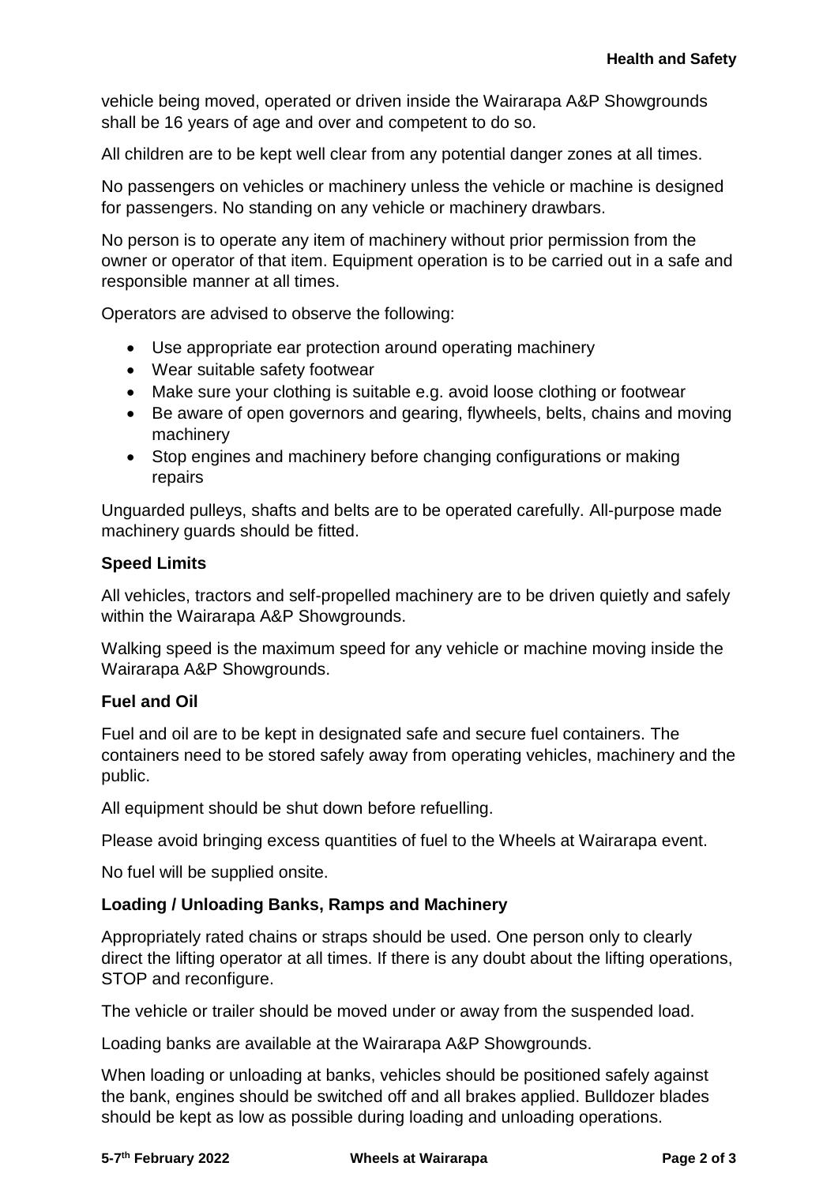vehicle being moved, operated or driven inside the Wairarapa A&P Showgrounds shall be 16 years of age and over and competent to do so.

All children are to be kept well clear from any potential danger zones at all times.

No passengers on vehicles or machinery unless the vehicle or machine is designed for passengers. No standing on any vehicle or machinery drawbars.

No person is to operate any item of machinery without prior permission from the owner or operator of that item. Equipment operation is to be carried out in a safe and responsible manner at all times.

Operators are advised to observe the following:

- Use appropriate ear protection around operating machinery
- Wear suitable safety footwear
- Make sure your clothing is suitable e.g. avoid loose clothing or footwear
- Be aware of open governors and gearing, flywheels, belts, chains and moving machinery
- Stop engines and machinery before changing configurations or making repairs

Unguarded pulleys, shafts and belts are to be operated carefully. All-purpose made machinery guards should be fitted.

**Speed Limits**

All vehicles, tractors and self-propelled machinery are to be driven quietly and safely within the Wairarapa A&P Showgrounds.

Walking speed is the maximum speed for any vehicle or machine moving inside the Wairarapa A&P Showgrounds.

**Fuel and Oil**

Fuel and oil are to be kept in designated safe and secure fuel containers. The containers need to be stored safely away from operating vehicles, machinery and the public.

All equipment should be shut down before refuelling.

Please avoid bringing excess quantities of fuel to the Wheels at Wairarapa event.

No fuel will be supplied onsite.

**Loading / Unloading Banks, Ramps and Machinery**

Appropriately rated chains or straps should be used. One person only to clearly direct the lifting operator at all times. If there is any doubt about the lifting operations, STOP and reconfigure.

The vehicle or trailer should be moved under or away from the suspended load.

Loading banks are available at the Wairarapa A&P Showgrounds.

When loading or unloading at banks, vehicles should be positioned safely against the bank, engines should be switched off and all brakes applied. Bulldozer blades should be kept as low as possible during loading and unloading operations.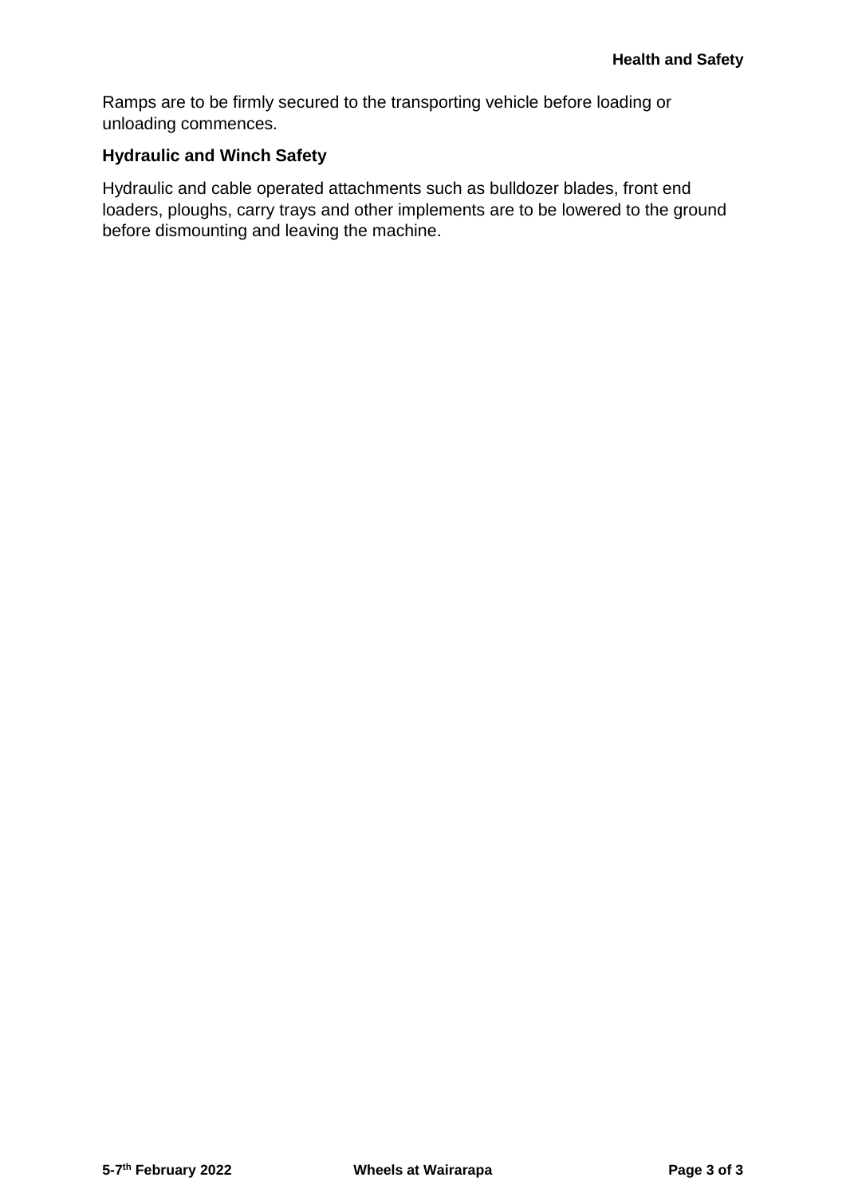Ramps are to be firmly secured to the transporting vehicle before loading or unloading commences.

### Hydraulic and Winch Safety

Hydraulic and cable operated attachments such as bulldozer blades, front end loaders, ploughs, carry trays and other implements are to be lowered to the ground before dismounting and leaving the machine.